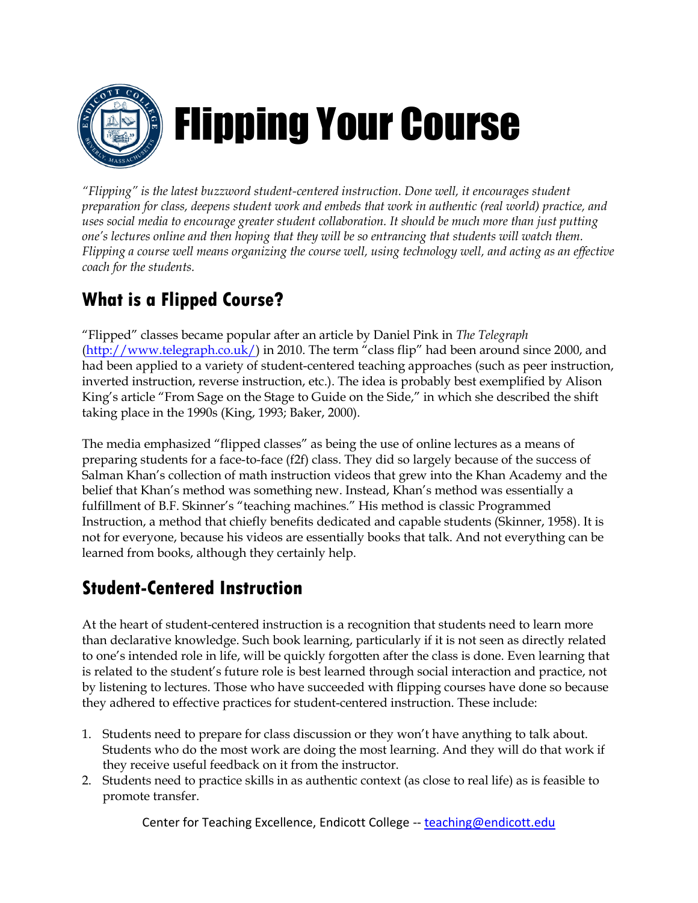# Flipping Your Course

*"Flipping" is the latest buzzword student-centered instruction. Done well, it encourages student preparation for class, deepens student work and embeds that work in authentic (real world) practice, and uses social media to encourage greater student collaboration. It should be much more than just putting one's lectures online and then hoping that they will be so entrancing that students will watch them. Flipping a course well means organizing the course well, using technology well, and acting as an effective coach for the students.*

## What is a Flipped Course?

"Flipped" classes became popular after an article by Daniel Pink in *The Telegraph* (http://www.telegraph.co.uk/) in 2010. The term "class flip" had been around since 2000, and had been applied to a variety of student-centered teaching approaches (such as peer instruction, inverted instruction, reverse instruction, etc.). The idea is probably best exemplified by Alison King's article "From Sage on the Stage to Guide on the Side," in which she described the shift taking place in the 1990s (King, 1993; Baker, 2000).

The media emphasized "flipped classes" as being the use of online lectures as a means of preparing students for a face-to-face (f2f) class. They did so largely because of the success of Salman Khan's collection of math instruction videos that grew into the Khan Academy and the belief that Khan's method was something new. Instead, Khan's method was essentially a fulfillment of B.F. Skinner's "teaching machines." His method is classic Programmed Instruction, a method that chiefly benefits dedicated and capable students (Skinner, 1958). It is not for everyone, because his videos are essentially books that talk. And not everything can be learned from books, although they certainly help.

## Student-Centered Instruction

At the heart of student-centered instruction is a recognition that students need to learn more than declarative knowledge. Such book learning, particularly if it is not seen as directly related to one's intended role in life, will be quickly forgotten after the class is done. Even learning that is related to the student's future role is best learned through social interaction and practice, not by listening to lectures. Those who have succeeded with flipping courses have done so because they adhered to effective practices for student-centered instruction. These include:

1. Students need to prepare for class discussion or they won't have anything to talk about. Students who do the most work are doing the most learning. And they will do that work if they receive useful feedback on it from the instructor.
2. Students need to practice skills in as authentic context (as close to real life) as is feasible to promote transfer.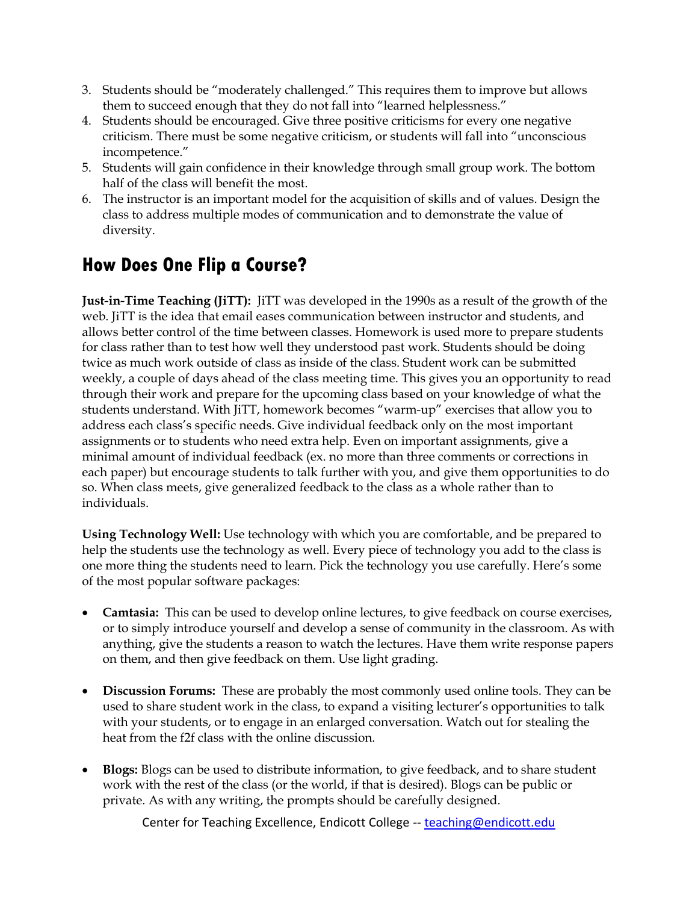3. Students should be "moderately challenged." This requires them to improve but allows them to succeed enough that they do not fall into "learned helplessness."
4. Students should be encouraged. Give three positive criticisms for every one negative criticism. There must be some negative criticism, or students will fall into "unconscious incompetence."
5. Students will gain confidence in their knowledge through small group work. The bottom half of the class will benefit the most.
6. The instructor is an important model for the acquisition of skills and of values. Design the class to address multiple modes of communication and to demonstrate the value of diversity.

## How Does One Flip a Course?

**Just-in-Time Teaching (JiTT):** JiTT was developed in the 1990s as a result of the growth of the web. JiTT is the idea that email eases communication between instructor and students, and allows better control of the time between classes. Homework is used more to prepare students for class rather than to test how well they understood past work. Students should be doing twice as much work outside of class as inside of the class. Student work can be submitted weekly, a couple of days ahead of the class meeting time. This gives you an opportunity to read through their work and prepare for the upcoming class based on your knowledge of what the students understand. With JiTT, homework becomes "warm-up" exercises that allow you to address each class's specific needs. Give individual feedback only on the most important assignments or to students who need extra help. Even on important assignments, give a minimal amount of individual feedback (ex. no more than three comments or corrections in each paper) but encourage students to talk further with you, and give them opportunities to do so. When class meets, give generalized feedback to the class as a whole rather than to individuals.

**Using Technology Well:** Use technology with which you are comfortable, and be prepared to help the students use the technology as well. Every piece of technology you add to the class is one more thing the students need to learn. Pick the technology you use carefully. Here's some of the most popular software packages:

- **Camtasia:** This can be used to develop online lectures, to give feedback on course exercises, or to simply introduce yourself and develop a sense of community in the classroom. As with anything, give the students a reason to watch the lectures. Have them write response papers on them, and then give feedback on them. Use light grading.

- **Discussion Forums:** These are probably the most commonly used online tools. They can be used to share student work in the class, to expand a visiting lecturer's opportunities to talk with your students, or to engage in an enlarged conversation. Watch out for stealing the heat from the f2f class with the online discussion.

- **Blogs:** Blogs can be used to distribute information, to give feedback, and to share student work with the rest of the class (or the world, if that is desired). Blogs can be public or private. As with any writing, the prompts should be carefully designed.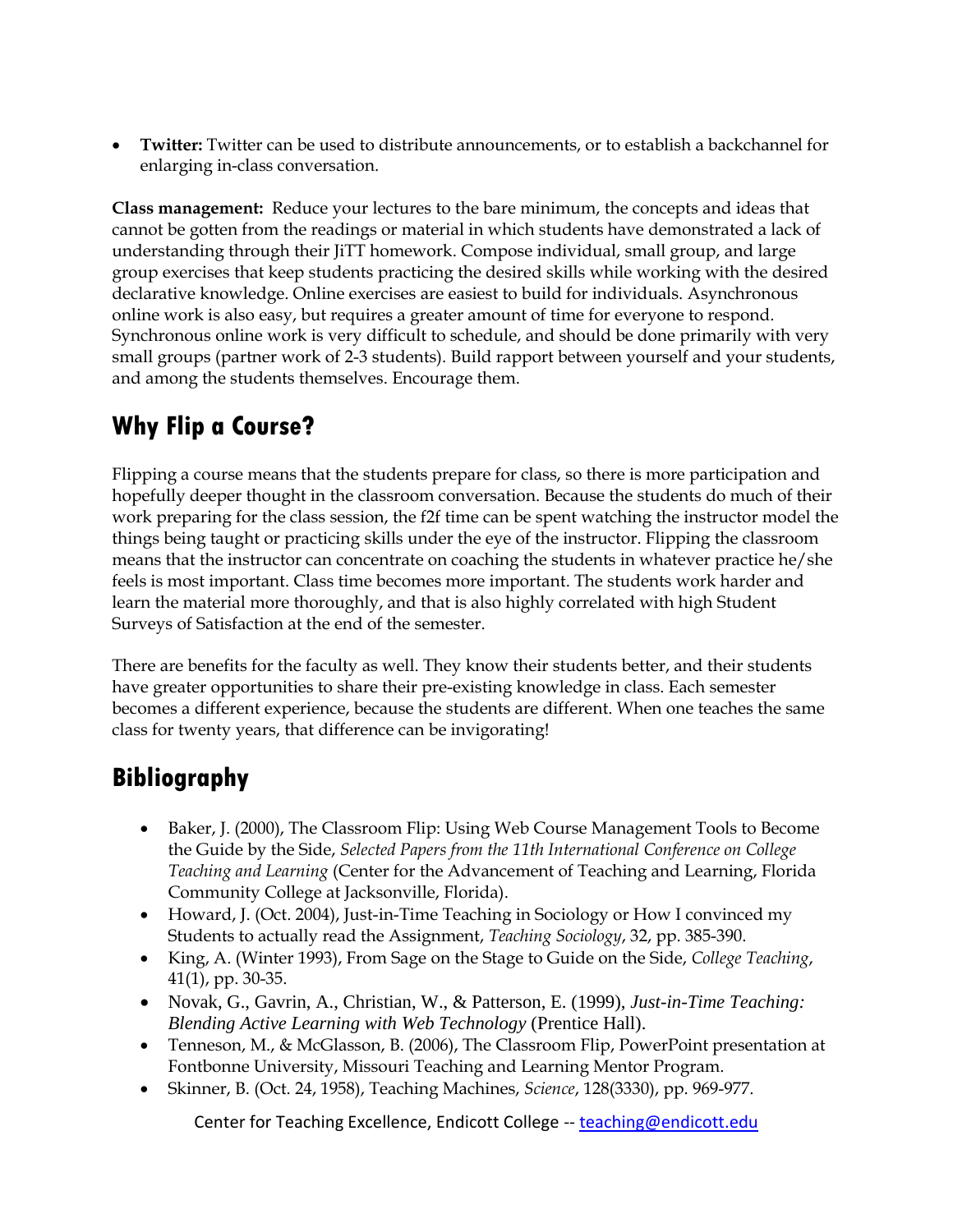- **Twitter:** Twitter can be used to distribute announcements, or to establish a backchannel for enlarging in-class conversation.

**Class management:** Reduce your lectures to the bare minimum, the concepts and ideas that cannot be gotten from the readings or material in which students have demonstrated a lack of understanding through their JiTT homework. Compose individual, small group, and large group exercises that keep students practicing the desired skills while working with the desired declarative knowledge. Online exercises are easiest to build for individuals. Asynchronous online work is also easy, but requires a greater amount of time for everyone to respond. Synchronous online work is very difficult to schedule, and should be done primarily with very small groups (partner work of 2-3 students). Build rapport between yourself and your students, and among the students themselves. Encourage them.

## Why Flip a Course?

Flipping a course means that the students prepare for class, so there is more participation and hopefully deeper thought in the classroom conversation. Because the students do much of their work preparing for the class session, the f2f time can be spent watching the instructor model the things being taught or practicing skills under the eye of the instructor. Flipping the classroom means that the instructor can concentrate on coaching the students in whatever practice he/she feels is most important. Class time becomes more important. The students work harder and learn the material more thoroughly, and that is also highly correlated with high Student Surveys of Satisfaction at the end of the semester.

There are benefits for the faculty as well. They know their students better, and their students have greater opportunities to share their pre-existing knowledge in class. Each semester becomes a different experience, because the students are different. When one teaches the same class for twenty years, that difference can be invigorating!

## Bibliography

- Baker, J. (2000), The Classroom Flip: Using Web Course Management Tools to Become the Guide by the Side, *Selected Papers from the 11th International Conference on College Teaching and Learning* (Center for the Advancement of Teaching and Learning, Florida Community College at Jacksonville, Florida).
- Howard, J. (Oct. 2004), Just-in-Time Teaching in Sociology or How I convinced my Students to actually read the Assignment, *Teaching Sociology*, 32, pp. 385-390.
- King, A. (Winter 1993), From Sage on the Stage to Guide on the Side, *College Teaching*, 41(1), pp. 30-35.
- Novak, G., Gavrin, A., Christian, W., & Patterson, E. (1999), *Just-in-Time Teaching: Blending Active Learning with Web Technology* (Prentice Hall).
- Tenneson, M., & McGlasson, B. (2006), The Classroom Flip, PowerPoint presentation at Fontbonne University, Missouri Teaching and Learning Mentor Program.
- Skinner, B. (Oct. 24, 1958), Teaching Machines, *Science*, 128(3330), pp. 969-977.

Center for Teaching Excellence, Endicott College -- teaching@endicott.edu